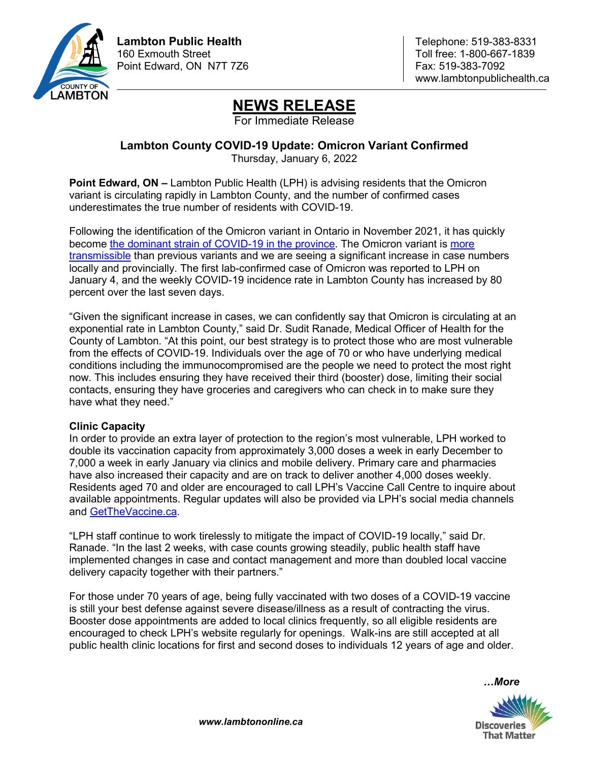**Lambton Public Health**
160 Exmouth Street
Point Edward, ON N7T 7Z6

Telephone: 519-383-8331
Toll free: 1-800-667-1839
Fax: 519-383-7092
www.lambtonpublichealth.ca

# NEWS RELEASE

For Immediate Release

## Lambton County COVID-19 Update: Omicron Variant Confirmed

Thursday, January 6, 2022

**Point Edward, ON –** Lambton Public Health (LPH) is advising residents that the Omicron variant is circulating rapidly in Lambton County, and the number of confirmed cases underestimates the true number of residents with COVID-19.

Following the identification of the Omicron variant in Ontario in November 2021, it has quickly become the dominant strain of COVID-19 in the province. The Omicron variant is more transmissible than previous variants and we are seeing a significant increase in case numbers locally and provincially. The first lab-confirmed case of Omicron was reported to LPH on January 4, and the weekly COVID-19 incidence rate in Lambton County has increased by 80 percent over the last seven days.

"Given the significant increase in cases, we can confidently say that Omicron is circulating at an exponential rate in Lambton County," said Dr. Sudit Ranade, Medical Officer of Health for the County of Lambton. "At this point, our best strategy is to protect those who are most vulnerable from the effects of COVID-19. Individuals over the age of 70 or who have underlying medical conditions including the immunocompromised are the people we need to protect the most right now. This includes ensuring they have received their third (booster) dose, limiting their social contacts, ensuring they have groceries and caregivers who can check in to make sure they have what they need."

**Clinic Capacity**

In order to provide an extra layer of protection to the region's most vulnerable, LPH worked to double its vaccination capacity from approximately 3,000 doses a week in early December to 7,000 a week in early January via clinics and mobile delivery. Primary care and pharmacies have also increased their capacity and are on track to deliver another 4,000 doses weekly. Residents aged 70 and older are encouraged to call LPH's Vaccine Call Centre to inquire about available appointments. Regular updates will also be provided via LPH's social media channels and GetTheVaccine.ca.

"LPH staff continue to work tirelessly to mitigate the impact of COVID-19 locally," said Dr. Ranade. "In the last 2 weeks, with case counts growing steadily, public health staff have implemented changes in case and contact management and more than doubled local vaccine delivery capacity together with their partners."

For those under 70 years of age, being fully vaccinated with two doses of a COVID-19 vaccine is still your best defense against severe disease/illness as a result of contracting the virus. Booster dose appointments are added to local clinics frequently, so all eligible residents are encouraged to check LPH's website regularly for openings. Walk-ins are still accepted at all public health clinic locations for first and second doses to individuals 12 years of age and older.

*...More*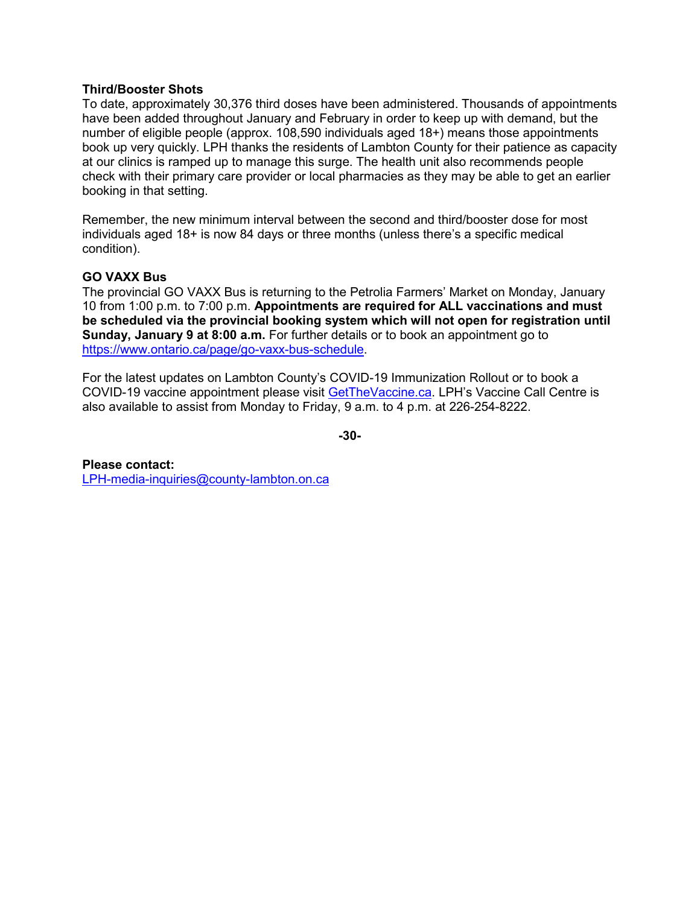**Third/Booster Shots**

To date, approximately 30,376 third doses have been administered. Thousands of appointments have been added throughout January and February in order to keep up with demand, but the number of eligible people (approx. 108,590 individuals aged 18+) means those appointments book up very quickly. LPH thanks the residents of Lambton County for their patience as capacity at our clinics is ramped up to manage this surge. The health unit also recommends people check with their primary care provider or local pharmacies as they may be able to get an earlier booking in that setting.

Remember, the new minimum interval between the second and third/booster dose for most individuals aged 18+ is now 84 days or three months (unless there's a specific medical condition).

**GO VAXX Bus**

The provincial GO VAXX Bus is returning to the Petrolia Farmers' Market on Monday, January 10 from 1:00 p.m. to 7:00 p.m. **Appointments are required for ALL vaccinations and must be scheduled via the provincial booking system which will not open for registration until Sunday, January 9 at 8:00 a.m.** For further details or to book an appointment go to [https://www.ontario.ca/page/go-vaxx-bus-schedule](https://www.ontario.ca/page/go-vaxx-bus-schedule).

For the latest updates on Lambton County's COVID-19 Immunization Rollout or to book a COVID-19 vaccine appointment please visit [GetTheVaccine.ca](GetTheVaccine.ca). LPH's Vaccine Call Centre is also available to assist from Monday to Friday, 9 a.m. to 4 p.m. at 226-254-8222.

**-30-**

**Please contact:**
[LPH-media-inquiries@county-lambton.on.ca](mailto:LPH-media-inquiries@county-lambton.on.ca)